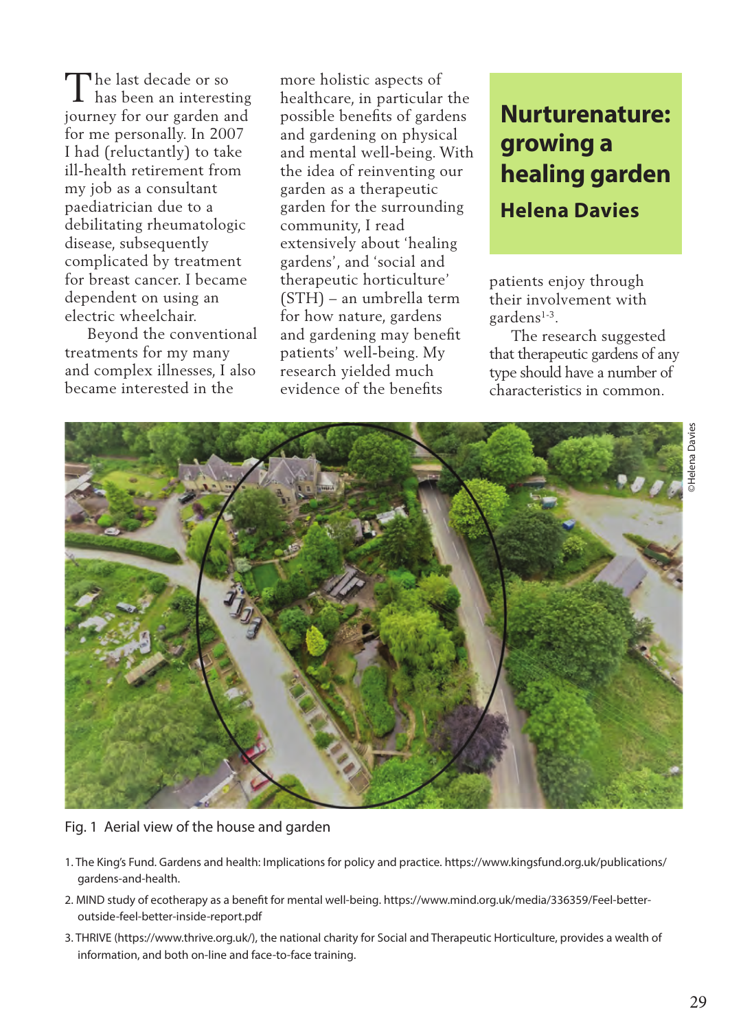# Nurturenature: growing a healing garden

## Helena Davies

The last decade or so has been an interesting journey for our garden and for me personally. In 2007 I had (reluctantly) to take ill-health retirement from my job as a consultant paediatrician due to a debilitating rheumatologic disease, subsequently complicated by treatment for breast cancer. I became dependent on using an electric wheelchair.

Beyond the conventional treatments for my many and complex illnesses, I also became interested in the more holistic aspects of healthcare, in particular the possible benefits of gardens and gardening on physical and mental well-being. With the idea of reinventing our garden as a therapeutic garden for the surrounding community, I read extensively about 'healing gardens', and 'social and therapeutic horticulture' (STH) – an umbrella term for how nature, gardens and gardening may benefit patients' well-being. My research yielded much evidence of the benefits patients enjoy through their involvement with gardens[1-3].

The research suggested that therapeutic gardens of any type should have a number of characteristics in common.

©Helena Davies

Fig. 1 Aerial view of the house and garden

1. The King's Fund. Gardens and health: Implications for policy and practice. https://www.kingsfund.org.uk/publications/gardens-and-health.
2. MIND study of ecotherapy as a benefit for mental well-being. https://www.mind.org.uk/media/336359/Feel-better-outside-feel-better-inside-report.pdf
3. THRIVE (https://www.thrive.org.uk/), the national charity for Social and Therapeutic Horticulture, provides a wealth of information, and both on-line and face-to-face training.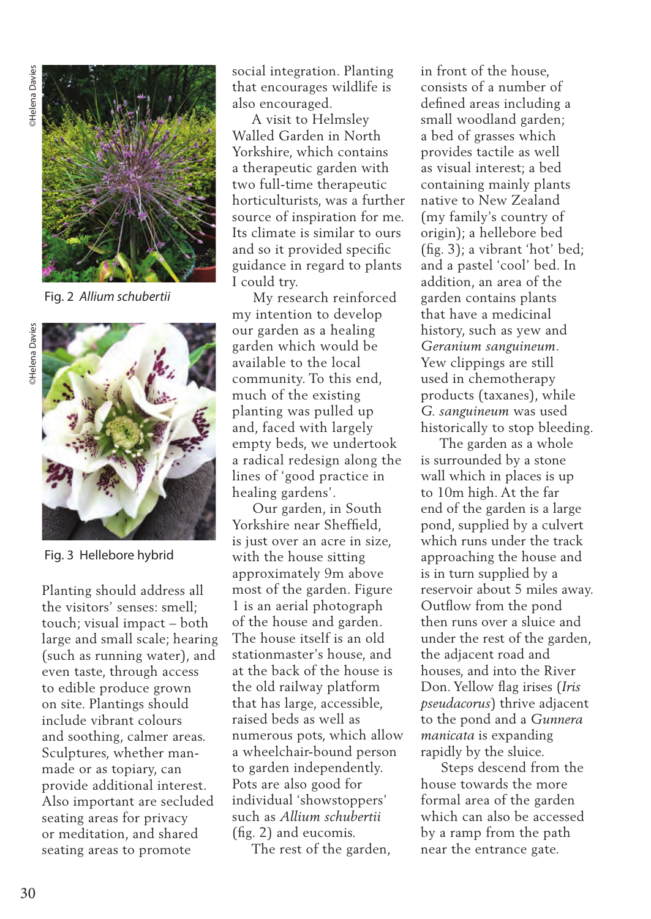Fig. 2 *Allium schubertii*

Fig. 3 Hellebore hybrid

Planting should address all the visitors' senses: smell; touch; visual impact – both large and small scale; hearing (such as running water), and even taste, through access to edible produce grown on site. Plantings should include vibrant colours and soothing, calmer areas. Sculptures, whether man-made or as topiary, can provide additional interest. Also important are secluded seating areas for privacy or meditation, and shared seating areas to promote social integration. Planting that encourages wildlife is also encouraged.

A visit to Helmsley Walled Garden in North Yorkshire, which contains a therapeutic garden with two full-time therapeutic horticulturists, was a further source of inspiration for me. Its climate is similar to ours and so it provided specific guidance in regard to plants I could try.

My research reinforced my intention to develop our garden as a healing garden which would be available to the local community. To this end, much of the existing planting was pulled up and, faced with largely empty beds, we undertook a radical redesign along the lines of 'good practice in healing gardens'.

Our garden, in South Yorkshire near Sheffield, is just over an acre in size, with the house sitting approximately 9m above most of the garden. Figure 1 is an aerial photograph of the house and garden. The house itself is an old stationmaster's house, and at the back of the house is the old railway platform that has large, accessible, raised beds as well as numerous pots, which allow a wheelchair-bound person to garden independently. Pots are also good for individual 'showstoppers' such as *Allium schubertii* (fig. 2) and eucomis.

The rest of the garden, in front of the house, consists of a number of defined areas including a small woodland garden; a bed of grasses which provides tactile as well as visual interest; a bed containing mainly plants native to New Zealand (my family's country of origin); a hellebore bed (fig. 3); a vibrant 'hot' bed; and a pastel 'cool' bed. In addition, an area of the garden contains plants that have a medicinal history, such as yew and *Geranium sanguineum*. Yew clippings are still used in chemotherapy products (taxanes), while *G. sanguineum* was used historically to stop bleeding.

The garden as a whole is surrounded by a stone wall which in places is up to 10m high. At the far end of the garden is a large pond, supplied by a culvert which runs under the track approaching the house and is in turn supplied by a reservoir about 5 miles away. Outflow from the pond then runs over a sluice and under the rest of the garden, the adjacent road and houses, and into the River Don. Yellow flag irises (*Iris pseudacorus*) thrive adjacent to the pond and a *Gunnera manicata* is expanding rapidly by the sluice.

Steps descend from the house towards the more formal area of the garden which can also be accessed by a ramp from the path near the entrance gate.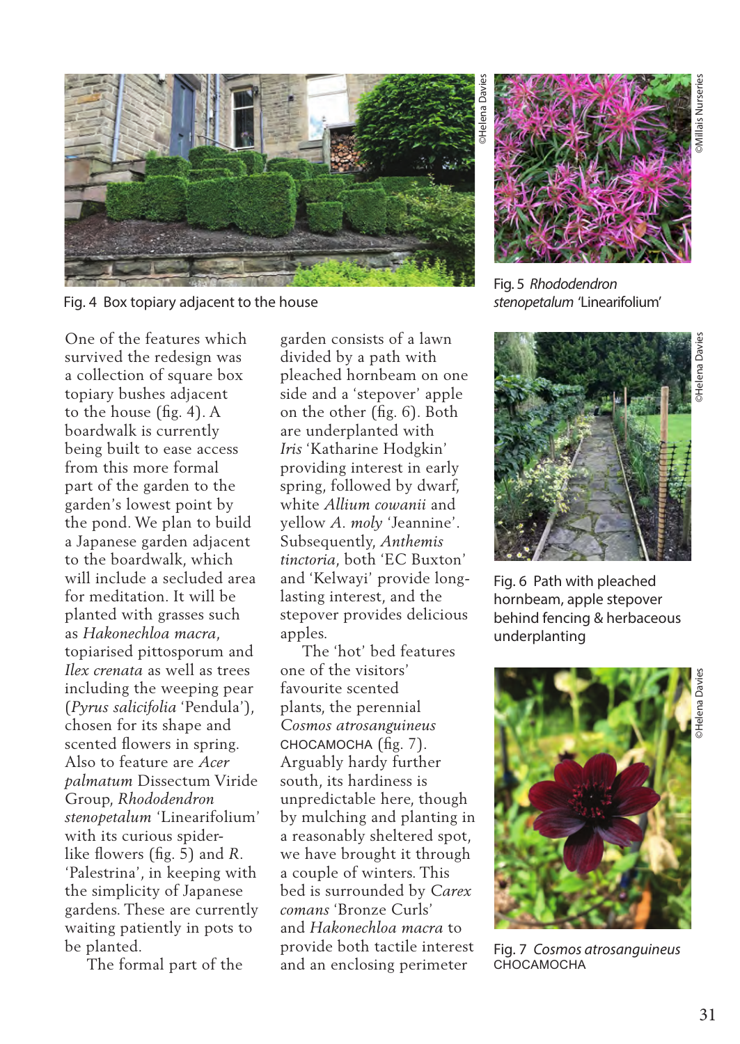Fig. 4 Box topiary adjacent to the house

Fig. 5 *Rhododendron stenopetalum* 'Linearifolium'

One of the features which survived the redesign was a collection of square box topiary bushes adjacent to the house (fig. 4). A boardwalk is currently being built to ease access from this more formal part of the garden to the garden's lowest point by the pond. We plan to build a Japanese garden adjacent to the boardwalk, which will include a secluded area for meditation. It will be planted with grasses such as *Hakonechloa macra*, topiarised pittosporum and *Ilex crenata* as well as trees including the weeping pear (*Pyrus salicifolia* 'Pendula'), chosen for its shape and scented flowers in spring. Also to feature are *Acer palmatum* Dissectum Viride Group, *Rhododendron stenopetalum* 'Linearifolium' with its curious spider-like flowers (fig. 5) and *R.* 'Palestrina', in keeping with the simplicity of Japanese gardens. These are currently waiting patiently in pots to be planted.

The formal part of the garden consists of a lawn divided by a path with pleached hornbeam on one side and a 'stepover' apple on the other (fig. 6). Both are underplanted with *Iris* 'Katharine Hodgkin' providing interest in early spring, followed by dwarf, white *Allium cowanii* and yellow *A. moly* 'Jeannine'. Subsequently, *Anthemis tinctoria*, both 'EC Buxton' and 'Kelwayi' provide long-lasting interest, and the stepover provides delicious apples.

The 'hot' bed features one of the visitors' favourite scented plants, the perennial *Cosmos atrosanguineus* CHOCAMOCHA (fig. 7). Arguably hardy further south, its hardiness is unpredictable here, though by mulching and planting in a reasonably sheltered spot, we have brought it through a couple of winters. This bed is surrounded by *Carex comans* 'Bronze Curls' and *Hakonechloa macra* to provide both tactile interest and an enclosing perimeter

Fig. 6 Path with pleached hornbeam, apple stepover behind fencing & herbaceous underplanting

Fig. 7 *Cosmos atrosanguineus* CHOCAMOCHA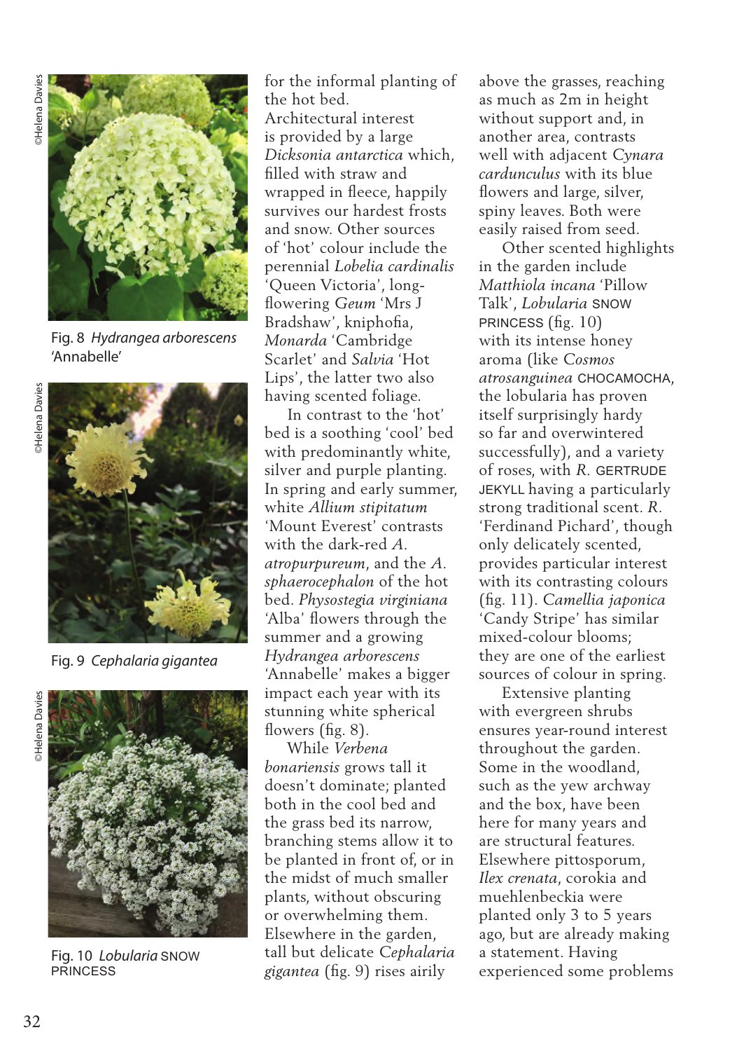Fig. 8 *Hydrangea arborescens* 'Annabelle'

Fig. 9 *Cephalaria gigantea*

Fig. 10 *Lobularia* SNOW PRINCESS

for the informal planting of the hot bed.

Architectural interest is provided by a large *Dicksonia antarctica* which, filled with straw and wrapped in fleece, happily survives our hardest frosts and snow. Other sources of 'hot' colour include the perennial *Lobelia cardinalis* 'Queen Victoria', long-flowering *Geum* 'Mrs J Bradshaw', kniphofia, *Monarda* 'Cambridge Scarlet' and *Salvia* 'Hot Lips', the latter two also having scented foliage.

In contrast to the 'hot' bed is a soothing 'cool' bed with predominantly white, silver and purple planting. In spring and early summer, white *Allium stipitatum* 'Mount Everest' contrasts with the dark-red *A. atropurpureum*, and the *A. sphaerocephalon* of the hot bed. *Physostegia virginiana* 'Alba' flowers through the summer and a growing *Hydrangea arborescens* 'Annabelle' makes a bigger impact each year with its stunning white spherical flowers (fig. 8).

While *Verbena bonariensis* grows tall it doesn't dominate; planted both in the cool bed and the grass bed its narrow, branching stems allow it to be planted in front of, or in the midst of much smaller plants, without obscuring or overwhelming them. Elsewhere in the garden, tall but delicate *Cephalaria gigantea* (fig. 9) rises airily above the grasses, reaching as much as 2m in height without support and, in another area, contrasts well with adjacent *Cynara cardunculus* with its blue flowers and large, silver, spiny leaves. Both were easily raised from seed.

Other scented highlights in the garden include *Matthiola incana* 'Pillow Talk', *Lobularia* SNOW PRINCESS (fig. 10) with its intense honey aroma (like *Cosmos atrosanguinea* CHOCAMOCHA, the lobularia has proven itself surprisingly hardy so far and overwintered successfully), and a variety of roses, with *R.* GERTRUDE JEKYLL having a particularly strong traditional scent. *R.* 'Ferdinand Pichard', though only delicately scented, provides particular interest with its contrasting colours (fig. 11). *Camellia japonica* 'Candy Stripe' has similar mixed-colour blooms; they are one of the earliest sources of colour in spring.

Extensive planting with evergreen shrubs ensures year-round interest throughout the garden. Some in the woodland, such as the yew archway and the box, have been here for many years and are structural features. Elsewhere pittosporum, *Ilex crenata*, corokia and muehlenbeckia were planted only 3 to 5 years ago, but are already making a statement. Having experienced some problems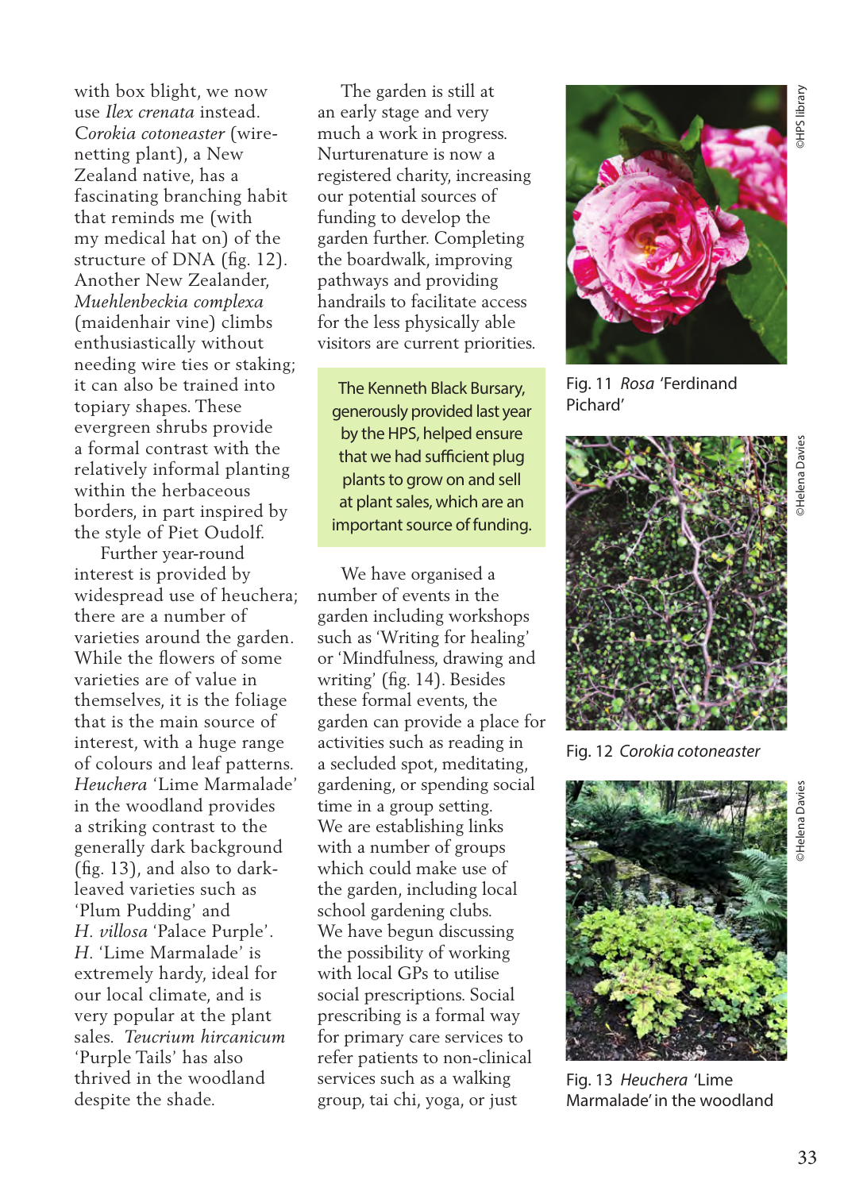with box blight, we now use *Ilex crenata* instead. *Corokia cotoneaster* (wire-netting plant), a New Zealand native, has a fascinating branching habit that reminds me (with my medical hat on) of the structure of DNA (fig. 12). Another New Zealander, *Muehlenbeckia complexa* (maidenhair vine) climbs enthusiastically without needing wire ties or staking; it can also be trained into topiary shapes. These evergreen shrubs provide a formal contrast with the relatively informal planting within the herbaceous borders, in part inspired by the style of Piet Oudolf.

Further year-round interest is provided by widespread use of heuchera; there are a number of varieties around the garden. While the flowers of some varieties are of value in themselves, it is the foliage that is the main source of interest, with a huge range of colours and leaf patterns. *Heuchera* 'Lime Marmalade' in the woodland provides a striking contrast to the generally dark background (fig. 13), and also to dark-leaved varieties such as 'Plum Pudding' and *H. villosa* 'Palace Purple'. *H.* 'Lime Marmalade' is extremely hardy, ideal for our local climate, and is very popular at the plant sales. *Teucrium hircanicum* 'Purple Tails' has also thrived in the woodland despite the shade.

The garden is still at an early stage and very much a work in progress. Nurturenature is now a registered charity, increasing our potential sources of funding to develop the garden further. Completing the boardwalk, improving pathways and providing handrails to facilitate access for the less physically able visitors are current priorities.

> The Kenneth Black Bursary, generously provided last year by the HPS, helped ensure that we had sufficient plug plants to grow on and sell at plant sales, which are an important source of funding.

We have organised a number of events in the garden including workshops such as 'Writing for healing' or 'Mindfulness, drawing and writing' (fig. 14). Besides these formal events, the garden can provide a place for activities such as reading in a secluded spot, meditating, gardening, or spending social time in a group setting. We are establishing links with a number of groups which could make use of the garden, including local school gardening clubs. We have begun discussing the possibility of working with local GPs to utilise social prescriptions. Social prescribing is a formal way for primary care services to refer patients to non-clinical services such as a walking group, tai chi, yoga, or just

©HPS library

Fig. 11 *Rosa* 'Ferdinand Pichard'

©Helena Davies

Fig. 12 *Corokia cotoneaster*

©Helena Davies

Fig. 13 *Heuchera* 'Lime Marmalade' in the woodland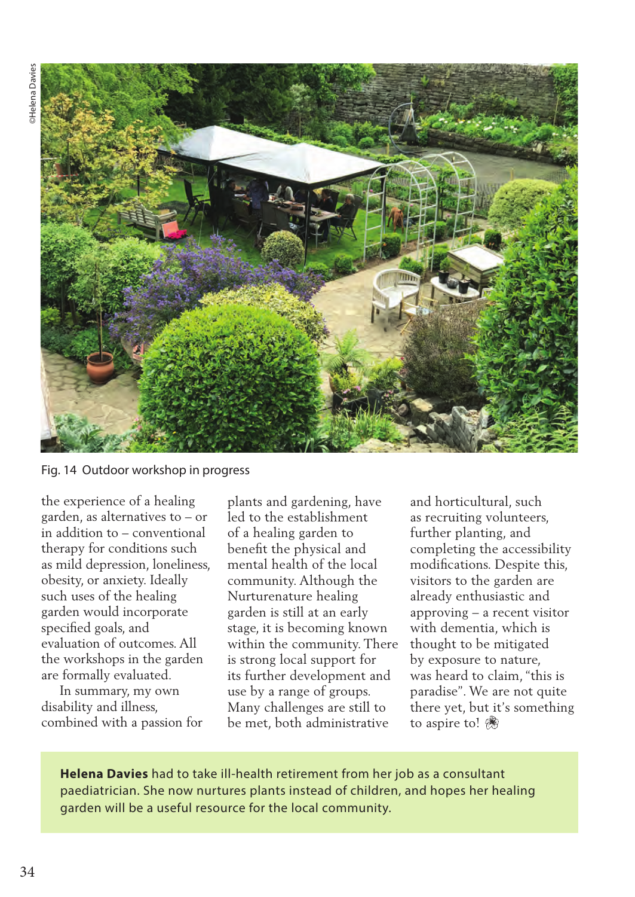Fig. 14 Outdoor workshop in progress

the experience of a healing garden, as alternatives to – or in addition to – conventional therapy for conditions such as mild depression, loneliness, obesity, or anxiety. Ideally such uses of the healing garden would incorporate specified goals, and evaluation of outcomes. All the workshops in the garden are formally evaluated.

In summary, my own disability and illness, combined with a passion for plants and gardening, have led to the establishment of a healing garden to benefit the physical and mental health of the local community. Although the Nurturenature healing garden is still at an early stage, it is becoming known within the community. There is strong local support for its further development and use by a range of groups. Many challenges are still to be met, both administrative and horticultural, such as recruiting volunteers, further planting, and completing the accessibility modifications. Despite this, visitors to the garden are already enthusiastic and approving – a recent visitor with dementia, which is thought to be mitigated by exposure to nature, was heard to claim, "this is paradise". We are not quite there yet, but it's something to aspire to!

**Helena Davies** had to take ill-health retirement from her job as a consultant paediatrician. She now nurtures plants instead of children, and hopes her healing garden will be a useful resource for the local community.